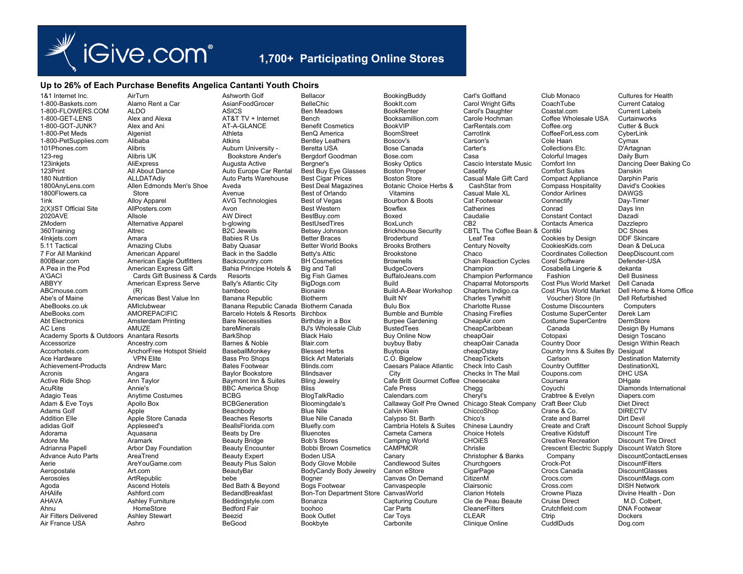# iGive.com®

## 1,700+ Participating Online Stores

### Up to 26% of Each Purchase Benefits Angelica Cantanti Youth Choirs

1&1 Internet Inc.
1-800-Baskets.com
1-800-FLOWERS.COM
1-800-GET-LENS
1-800-GOT-JUNK?
1-800-Pet Meds
1-800-PetSupplies.com
101Phones.com
123-reg
123inkjets
123Print
180 Nutrition
1800AnyLens.com
1800Flowers.ca
1ink
2(X)IST Official Site
2020AVE
2Modern
360Training
4Inkjets.com
5.11 Tactical
7 For All Mankind
800Bear.com
A Pea in the Pod
A'GACI
ABBYY
ABCmouse.com
Abe's of Maine
AbeBooks.co.uk
AbeBooks.com
Abt Electronics
AC Lens
Academy Sports & Outdoors
Accessorize
Accorhotels.com
Ace Hardware
Achievement-Products
Acronis
Active Ride Shop
AcuRite
Adagio Teas
Adam & Eve Toys
Adams Golf
Addition Elle
adidas Golf
Adorama
Adore Me
Adrianna Papell
Advance Auto Parts
Aerie
Aeropostale
Aerosoles
Agoda
AHAlife
AHAVA
Ahnu
Air Filters Delivered
Air France USA
AirTurn
Alamo Rent a Car
ALDO
Alex and Alexa
Alex and Ani
Algenist
Alibaba
Alibris
Alibris UK
AliExpress
All About Dance
ALLDATAdiy
Allen Edmonds Men's Shoe Store
Alloy Apparel
AllPosters.com
Allsole
Alternative Apparel
Altrec
Amara
Amazing Clubs
American Apparel
American Eagle Outfitters
American Express Gift Cards Gift Business & Cards
American Express Serve (R)
Americas Best Value Inn
AMIclubwear
AMOREPACIFIC
Amsterdam Printing
AMUZE
Anantara Resorts
Ancestry.com
AnchorFree Hotspot Shield VPN Elite
Andrew Marc
Angara
Ann Taylor
Annie's
Anytime Costumes
Apollo Box
Apple
Apple Store Canada
Appleseed's
Aquasana
Aramark
Arbor Day Foundation
AreaTrend
AreYouGame.com
Art.com
ArtRepublic
Ascend Hotels
Ashford.com
Ashley Furniture HomeStore
Ashley Stewart
Ashro
Ashworth Golf
AsianFoodGrocer
ASICS
AT&T TV + Internet
AT-A-GLANCE
Athleta
Atkins
Auburn University - Bookstore Ander's
Augusta Active
Auto Europe Car Rental
Auto Parts Warehouse
Aveda
Avenue
AVG Technologies
Avon
AW Direct
b-glowing
B2C Jewels
Babies R Us
Baby Quasar
Back in the Saddle
Backcountry.com
Bahia Principe Hotels & Resorts
Bally's Atlantic City
bambeco
Banana Republic
Banana Republic Canada
Barcelo Hotels & Resorts
Bare Necessities
bareMinerals
BarkShop
Barnes & Noble
BaseballMonkey
Bass Pro Shops
Bates Footwear
Baylor Bookstore
Baymont Inn & Suites
BBC America Shop
BCBG
BCBGeneration
Beachbody
Beaches Resorts
BeallsFlorida.com
Beats by Dre
Beauty Bridge
Beauty Encounter
Beauty Expert
Beauty Plus Salon
BeautyBar
bebe
Bed Bath & Beyond
BedandBreakfast
Beddingstyle.com
Bedford Fair
Beezid
BeGood
Bellacor
BelleChic
Ben Meadows
Bench
Benefit Cosmetics
BenQ America
Bentley Leathers
Beretta USA
Bergdorf Goodman
Bergner's
Best Buy Eye Glasses
Best Cigar Prices
Best Deal Magazines
Best of Orlando
Best of Vegas
Best Western
BestBuy.com
BestUsedTires
Betsey Johnson
Better Braces
Better World Books
Betty's Attic
BH Cosmetics
Big and Tall
Big Fish Games
BigDogs.com
Bionaire
Biotherm
Biotherm Canada
Birchbox
Birthday in a Box
BJ's Wholesale Club
Black Halo
Blair.com
Blessed Herbs
Blick Art Materials
Blinds.com
Blindsaver
Bling Jewelry
Bliss
BlogTalkRadio
Bloomingdale's
Blue Nile
Blue Nile Canada
Bluefly.com
Bluenotes
Bob's Stores
Bobbi Brown Cosmetics
Boden USA
Body Glove Mobile
BodyCandy Body Jewelry
Bogner
Bogs Footwear
Bon-Ton Department Store
Bonanza
boohoo
Book Outlet
Bookbyte
BookingBuddy
BookIt.com
BookRenter
Booksamillion.com
BookVIP
BoomStreet
Boscov's
Bose Canada
Bose.com
Bosky Optics
Boston Proper
Boston Store
Botanic Choice Herbs & Vitamins
Bourbon & Boots
Bowflex
Boxed
BoxLunch
Brickhouse Security
Broderbund
Brooks Brothers
Brookstone
Brownells
BudgeCovers
BuffaloJeans.com
Build
Build-A-Bear Workshop
Built NY
Bulu Box
Bumble and Bumble
Burpee Gardening
BustedTees
Buy Online Now
buybuy Baby
Buytopia
C.O. Bigelow
Caesars Palace Atlantic City
Cafe Britt Gourmet Coffee
Cafe Press
Calendars.com
Callaway Golf Pre Owned
Calvin Klein
Calypso St. Barth
Cambria Hotels & Suites
Cameta Camera
Camping World
CAMPMOR
Canary
Candlewood Suites
Canon eStore
Canvas On Demand
Canvaspeople
CanvasWorld
Capturing Couture
Car Parts
Car Toys
Carbonite
Carl's Golfland
Carol Wright Gifts
Carol's Daughter
Carole Hochman
CarRentals.com
CarrotInk
Carson's
Carter's
Casa
Cascio Interstate Music
Casetify
Casual Male Gift Card CashStar from
Casual Male XL
Cat Footwear
Catherines
Caudalie
CB2
CBTL The Coffee Bean & Leaf Tea
Century Novelty
Chaco
Chain Reaction Cycles
Champion
Champion Performance
Chaparral Motorsports
Chapters.Indigo.ca
Charles Tyrwhitt
Charlotte Russe
Chasing Fireflies
CheapAir.com
CheapCaribbean
cheapOair
cheapOair Canada
cheapOstay
CheapTickets
Check Into Cash
Checks In The Mail
Cheesecake
Chegg
Cheryl's
Chicago Steak Company
ChiccoShop
Chico's
Chinese Laundry
Choice Hotels
CHOiES
Chrislie
Christopher & Banks
Churchgoers
CigarPage
CitizenM
Clairsonic
Clarion Hotels
Cle de Peau Beaute
CleanerFilters
CLEAR
Clinique Online
Club Monaco
CoachTube
Coastal.com
Coffee Wholesale USA
Coffee.org
CoffeeForLess.com
Cole Haan
Collections Etc.
Colorful Images
Comfort Inn
Comfort Suites
Compact Appliance
Compass Hospitality
Condor Airlines
Connectify
Conrad
Constant Contact
Contacts America
Contiki
Cookies by Design
CookiesKids.com
Coordinates Collection
Corel Software
Cosabella Lingerie & Fashion
Cost Plus World Market
Cost Plus World Market Voucher) Store (In
Costume Discounters
Costume SuperCenter
Costume SuperCentre Canada
Cotopaxi
Country Door
Country Inns & Suites By Carlson
Country Outfitter
Coupons.com
Coursera
Coyuchi
Crabtree & Evelyn
Craft Beer Club
Crane & Co.
Crate and Barrel
Create and Craft
Creative Kidstuff
Creative Recreation
Crescent Electric Supply Company
Crock-Pot
Crocs Canada
Crocs.com
Cross.com
Crowne Plaza
Cruise Direct
Crutchfield.com
Ctrip
CuddlDuds
Cultures for Health
Current Catalog
Current Labels
Curtainworks
Cutter & Buck
CyberLink
Cymax
D'Artagnan
Daily Burn
Dancing Deer Baking Co
Danskin
Darphin Paris
David's Cookies
DAWGS
Day-Timer
Days Inn
Dazadi
Dazzlepro
DC Shoes
DDF Skincare
Dean & DeLuca
DeepDiscount.com
Defender-USA
dekanta
Dell Business
Dell Canada
Dell Home & Home Office
Dell Refurbished Computers
Derek Lam
DermStore
Design By Humans
Design Toscano
Design Within Reach
Desigual
Destination Maternity
DestinationXL
DHC USA
DHgate
Diamonds International
Diapers.com
Diet Direct
DIRECTV
Dirt Devil
Discount School Supply
Discount Tire
Discount Tire Direct
Discount Watch Store
DiscountContactLenses
DiscountFilters
DiscountGlasses
DiscountMags.com
DISH Network
Divine Health - Don M.D. Colbert,
DNA Footwear
Dockers
Dog.com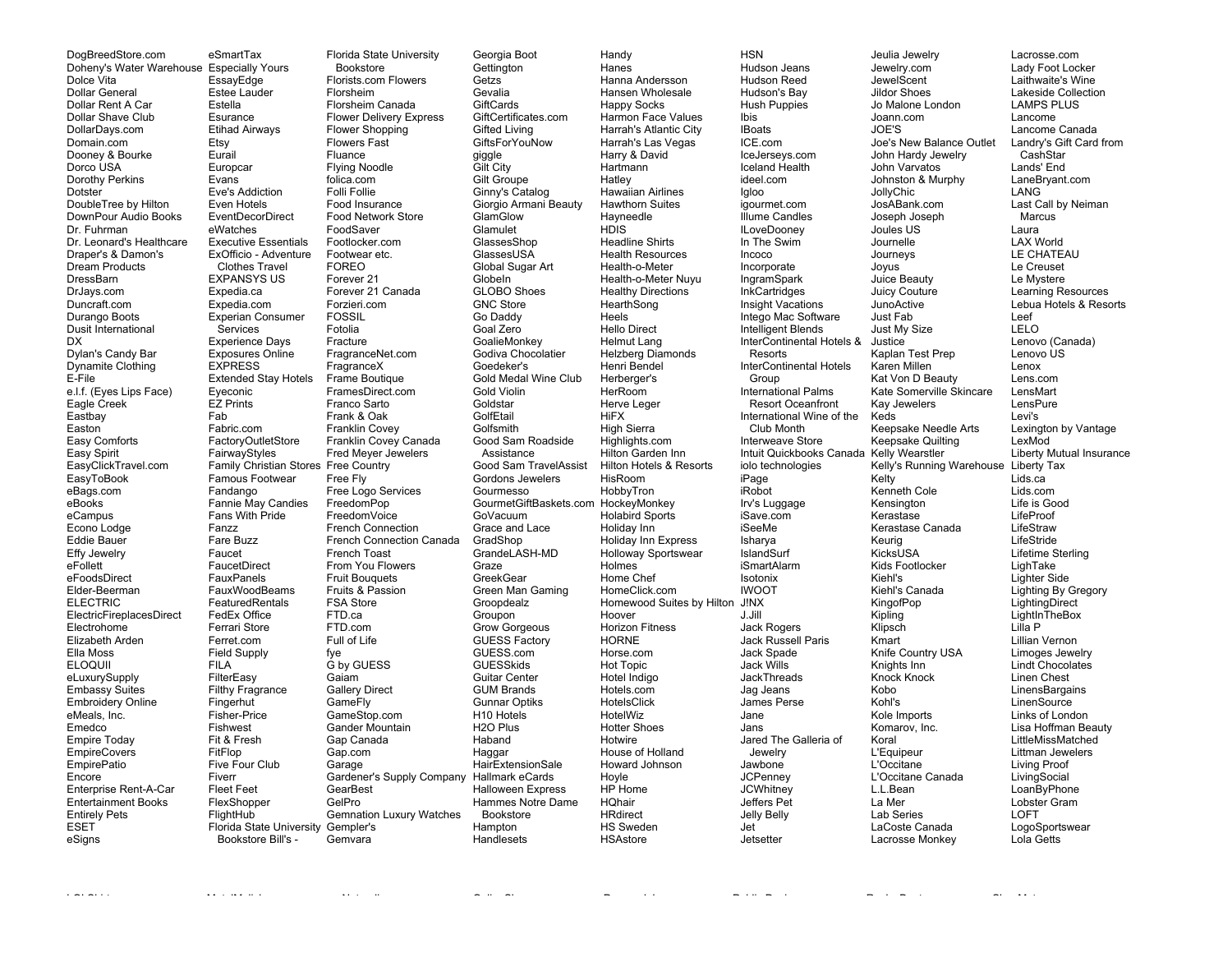DogBreedStore.com
Doheny's Water Warehouse
Dolce Vita
Dollar General
Dollar Rent A Car
Dollar Shave Club
DollarDays.com
Domain.com
Dooney & Bourke
Dorco USA
Dorothy Perkins
Dotster
DoubleTree by Hilton
DownPour Audio Books
Dr. Fuhrman
Dr. Leonard's Healthcare
Draper's & Damon's
Dream Products
DressBarn
DrJays.com
Duncraft.com
Durango Boots
Dusit International
DX
Dylan's Candy Bar
Dynamite Clothing
E-File
e.l.f. (Eyes Lips Face)
Eagle Creek
Eastbay
Easton
Easy Comforts
Easy Spirit
EasyClickTravel.com
EasyToBook
eBags.com
eBooks
eCampus
Econo Lodge
Eddie Bauer
Effy Jewelry
eFollett
eFoodsDirect
Elder-Beerman
ELECTRIC
ElectricFireplacesDirect
Electrohome
Elizabeth Arden
Ella Moss
ELOQUII
eLuxurySupply
Embassy Suites
Embroidery Online
eMeals, Inc.
Emedco
Empire Today
EmpireCovers
EmpirePatio
Encore
Enterprise Rent-A-Car
Entertainment Books
Entirely Pets
ESET
eSigns

eSmartTax
Especially Yours
EssayEdge
Estee Lauder
Estella
Esurance
Etihad Airways
Etsy
Eurail
Europcar
Evans
Eve's Addiction
Even Hotels
EventDecorDirect
eWatches
Executive Essentials
ExOfficio - Adventure Clothes Travel
EXPANSYS US
Expedia.ca
Expedia.com
Experian Consumer Services
Experience Days
Exposures Online
EXPRESS
Extended Stay Hotels
Eyeconic
EZ Prints
Fab
Fabric.com
FactoryOutletStore
FairwayStyles
Family Christian Stores
Famous Footwear
Fandango
Fannie May Candies
Fans With Pride
Fanzz
Fare Buzz
Faucet
FaucetDirect
FauxPanels
FauxWoodBeams
FeaturedRentals
FedEx Office
Ferrari Store
Ferret.com
Field Supply
FILA
FilterEasy
Filthy Fragrance
Fingerhut
Fisher-Price
Fishwest
Fit & Fresh
FitFlop
Five Four Club
Fiverr
Fleet Feet
FlexShopper
FlightHub
Florida State University Bookstore Bill's -

Florida State University Bookstore
Florists.com Flowers
Florsheim
Florsheim Canada
Flower Delivery Express
Flower Shopping
Flowers Fast
Fluance
Flying Noodle
folica.com
Folli Follie
Food Insurance
Food Network Store
FoodSaver
Footlocker.com
Footwear etc.
FOREO
Forever 21
Forever 21 Canada
Forzieri.com
FOSSIL
Fotolia
Fracture
FragranceNet.com
FragranceX
Frame Boutique
FramesDirect.com
Franco Sarto
Frank & Oak
Franklin Covey
Franklin Covey Canada
Fred Meyer Jewelers
Free Country
Free Fly
Free Logo Services
FreedomPop
FreedomVoice
French Connection
French Connection Canada
French Toast
From You Flowers
Fruit Bouquets
Fruits & Passion
FSA Store
FTD.ca
FTD.com
Full of Life
fye
G by GUESS
Gaiam
Gallery Direct
GameFly
GameStop.com
Gander Mountain
Gap Canada
Gap.com
Garage
Gardener's Supply Company
GearBest
GelPro
Gemnation Luxury Watches
Gempler's
Gemvara

Georgia Boot
Gettington
Getzs
Gevalia
GiftCards
GiftCertificates.com
Gifted Living
GiftsForYouNow
giggle
Gilt City
Gilt Groupe
Ginny's Catalog
Giorgio Armani Beauty
GlamGlow
Glamulet
GlassesShop
GlassesUSA
Global Sugar Art
GlobeIn
GLOBO Shoes
GNC Store
Go Daddy
Goal Zero
GoalieMonkey
Godiva Chocolatier
Goedeker's
Gold Medal Wine Club
Gold Violin
Goldstar
GolfEtail
Golfsmith
Good Sam Roadside Assistance
Good Sam TravelAssist
Gordons Jewelers
Gourmesso
GourmetGiftBaskets.com
GoVacuum
Grace and Lace
GradShop
GrandeLASH-MD
Graze
GreekGear
Green Man Gaming
Groopdealz
Groupon
Grow Gorgeous
GUESS Factory
GUESS.com
GUESSkids
Guitar Center
GUM Brands
Gunnar Optiks
H10 Hotels
H2O Plus
Haband
Haggar
HairExtensionSale
Hallmark eCards
Halloween Express
Hammes Notre Dame Bookstore
Hampton
Handlesets

Handy
Hanes
Hanna Andersson
Hansen Wholesale
Happy Socks
Harmon Face Values
Harrah's Atlantic City
Harrah's Las Vegas
Harry & David
Hartmann
Hatley
Hawaiian Airlines
Hawthorn Suites
Hayneedle
HDIS
Headline Shirts
Health Resources
Health-o-Meter
Health-o-Meter Nuyu
Healthy Directions
HearthSong
Heels
Hello Direct
Helmut Lang
Helzberg Diamonds
Henri Bendel
Herberger's
HerRoom
Herve Leger
HiFX
High Sierra
Highlights.com
Hilton Garden Inn
Hilton Hotels & Resorts
HisRoom
HobbyTron
HockeyMonkey
Holabird Sports
Holiday Inn
Holiday Inn Express
Holloway Sportswear
Holmes
Home Chef
HomeClick.com
Homewood Suites by Hilton
Hoover
Horizon Fitness
HORNE
Horse.com
Hot Topic
Hotel Indigo
Hotels.com
HotelsClick
HotelWiz
Hotter Shoes
Hotwire
House of Holland
Howard Johnson
Hoyle
HP Home
HQhair
HRdirect
HS Sweden
HSAstore

HSN
Hudson Jeans
Hudson Reed
Hudson's Bay
Hush Puppies
Ibis
IBoats
ICE.com
IceJerseys.com
Iceland Health
ideel.com
Igloo
igourmet.com
Illume Candles
ILoveDooney
In The Swim
Incoco
Incorporate
IngramSpark
InkCartridges
Insight Vacations
Intego Mac Software
Intelligent Blends
InterContinental Hotels & Resorts
InterContinental Hotels Group
International Palms Resort Oceanfront
International Wine of the Club Month
Interweave Store
Intuit Quickbooks Canada
iolo technologies
iPage
iRobot
Irv's Luggage
iSave.com
iSeeMe
Isharya
IslandSurf
iSmartAlarm
Isotonix
IWOOT
J!NX
J.Jill
Jack Rogers
Jack Russell Paris
Jack Spade
Jack Wills
JackThreads
Jag Jeans
James Perse
Jane
Jans
Jared The Galleria of Jewelry
Jawbone
JCPenney
JCWhitney
Jeffers Pet
Jelly Belly
Jet
Jetsetter

Jeulia Jewelry
Jewelry.com
JewelScent
Jildor Shoes
Jo Malone London
Joann.com
JOE'S
Joe's New Balance Outlet
John Hardy Jewelry
John Varvatos
Johnston & Murphy
JollyChic
JosABank.com
Joseph Joseph
Joules US
Journelle
Journeys
Joyus
Juice Beauty
Juicy Couture
JunoActive
Just Fab
Just My Size
Justice
Kaplan Test Prep
Karen Millen
Kat Von D Beauty
Kate Somerville Skincare
Kay Jewelers
Keds
Keepsake Needle Arts
Keepsake Quilting
Kelly Wearstler
Kelly's Running Warehouse
Kelty
Kenneth Cole
Kensington
Kerastase
Kerastase Canada
Keurig
KicksUSA
Kids Footlocker
Kiehl's
Kiehl's Canada
KingofPop
Kipling
Klipsch
Kmart
Knife Country USA
Knights Inn
Knock Knock
Kobo
Kohl's
Kole Imports
Komarov, Inc.
Koral
L'Equipeur
L'Occitane
L'Occitane Canada
L.L.Bean
La Mer
Lab Series
LaCoste Canada
Lacrosse Monkey

Lacrosse.com
Lady Foot Locker
Laithwaite's Wine
Lakeside Collection
LAMPS PLUS
Lancome
Lancome Canada
Landry's Gift Card from CashStar
Lands' End
LaneBryant.com
LANG
Last Call by Neiman Marcus
Laura
LAX World
LE CHATEAU
Le Creuset
Le Mystere
Learning Resources
Lebua Hotels & Resorts
Leef
LELO
Lenovo (Canada)
Lenovo US
Lenox
Lens.com
LensMart
LensPure
Levi's
Lexington by Vantage
LexMod
Liberty Mutual Insurance
Liberty Tax
Lids.ca
Lids.com
Life is Good
LifeProof
LifeStraw
LifeStride
Lifetime Sterling
LighTake
Lighter Side
Lighting By Gregory
LightingDirect
LightInTheBox
Lilla P
Lillian Vernon
Limoges Jewelry
Lindt Chocolates
Linen Chest
LinensBargains
LinenSource
Links of London
Lisa Hoffman Beauty
LittleMissMatched
Littman Jewelers
Living Proof
LivingSocial
LoanByPhone
Lobster Gram
LOFT
LogoSportswear
Lola Getts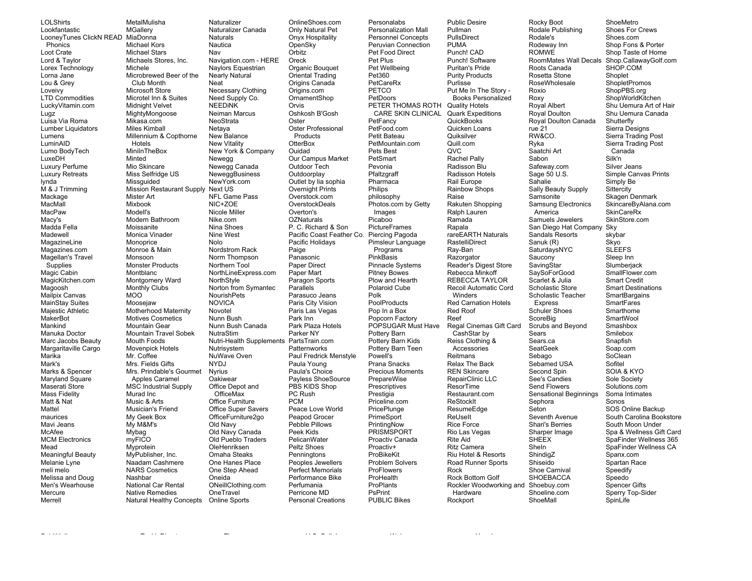LOLShirts
Lookfantastic
LooneyTunes ClickN READ Phonics
Loot Crate
Lord & Taylor
Lorex Technology
Lorna Jane
Lou & Grey
Loveivy
LTD Commodities
LuckyVitamin.com
Lugz
Luisa Via Roma
Lumber Liquidators
Lumens
LuminAID
Lumo BodyTech
LuxeDH
Luxury Perfume
Luxury Retreats
lynda
M & J Trimming
Mackage
MacMall
MacPaw
Macy's
Madda Fella
Madewell
MagazineLine
Magazines.com
Magellan's Travel Supplies
Magic Cabin
MagicKitchen.com
Magoosh
Mailpix Canvas
MainStay Suites
Majestic Athletic
MakerBot
Mankind
Manuka Doctor
Marc Jacobs Beauty
Margaritaville Cargo
Marika
Mark's
Marks & Spencer
Maryland Square
Maserati Store
Mass Fidelity
Matt & Nat
Mattel
maurices
Mavi Jeans
McAfee
MCM Electronics
Mead
Meaningful Beauty
Melanie Lyne
meli melo
Melissa and Doug
Men's Wearhouse
Mercure
Merrell
MetalMulisha
MGallery
MiaDonna
Michael Kors
Michael Stars
Michaels Stores, Inc.
Michele
Microbrewed Beer of the Club Month
Microsoft Store
Microtel Inn & Suites
Midnight Velvet
MightyMongoose
Mikasa.com
Miles Kimball
Millennium & Copthorne Hotels
MiniInTheBox
Minted
Mio Skincare
Miss Selfridge US
Missguided
Mission Restaurant Supply
Mister Art
Mixbook
Modell's
Modern Bathroom
Moissanite
Monica Vinader
Monoprice
Monroe & Main
Monsoon
Monster Products
Montblanc
Montgomery Ward
Monthly Clubs
MOO
Moosejaw
Motherhood Maternity
Motives Cosmetics
Mountain Gear
Mountain Travel Sobek
Mouth Foods
Movenpick Hotels
Mr. Coffee
Mrs. Fields Gifts
Mrs. Prindable's Gourmet Apples Caramel
MSC Industrial Supply
Murad Inc
Music & Arts
Musician's Friend
My Geek Box
My M&M's
Mybag
myFICO
Myprotein
MyPublisher, Inc.
Naadam Cashmere
NARS Cosmetics
Nashbar
National Car Rental
Native Remedies
Natural Healthy Concepts
Naturalizer
Naturalizer Canada
Naturals
Nautica
Nav
Navigation.com - HERE
Naylors Equestrian
Nearly Natural
Neat
Necessary Clothing
Need Supply Co.
NEEDiNK
Neiman Marcus
NeoStrata
Netaya
New Balance
New Vitality
New York & Company
Newegg
Newegg Canada
NeweggBusiness
NewYork.com
Next US
NFL Game Pass
NIC+ZOE
Nicole Miller
Nike.com
Nina Shoes
Nine West
Nolo
Nordstrom Rack
Norm Thompson
Northern Tool
NorthLineExpress.com
NorthStyle
Norton from Symantec
NourishPets
NOVICA
Novotel
Nunn Bush
Nunn Bush Canada
NutraStim
Nutri-Health Supplements
Nutrisystem
NuWave Oven
NYDJ
Nyrius
Oakiwear
Office Depot and OfficeMax
Office Furniture
Office Super Savers
OfficeFurniture2go
Old Navy
Old Navy Canada
Old Pueblo Traders
OleHenriksen
Omaha Steaks
One Hanes Place
One Step Ahead
Oneida
ONeillClothing.com
OneTravel
Online Sports
OnlineShoes.com
Only Natural Pet
Onyx Hospitality
OpenSky
Orbitz
Oreck
Organic Bouquet
Oriental Trading
Origins Canada
Origins.com
OrnamentShop
Orvis
Oshkosh B'Gosh
Oster
Oster Professional Products
OtterBox
Ouidad
Our Campus Market
Outdoor Tech
Outdoorplay
Outlet by lia sophia
Overnight Prints
Overstock.com
OverstockDeals
Overton's
OZNaturals
P. C. Richard & Son
Pacific Coast Feather Co.
Pacific Holidays
Paige
Panasonic
Paper Direct
Paper Mart
Paragon Sports
Parallels
Parasuco Jeans
Paris City Vision
Paris Las Vegas
Park Inn
Park Plaza Hotels
Parker NY
PartsTrain.com
Patternworks
Paul Fredrick Menstyle
Paula Young
Paula's Choice
Payless ShoeSource
PBS KIDS Shop
PC Rush
PCM
Peace Love World
Peapod Grocer
Pebble Pillows
Peek Kids
PelicanWater
Peltz Shoes
Penningtons
Peoples Jewellers
Perfect Memorials
Performance Bike
Perfumania
Perricone MD
Personal Creations
Personalabs
Personalization Mall
Personnel Concepts
Peruvian Connection
Pet Food Direct
Pet Plus
Pet Wellbeing
Pet360
PetCareRx
PETCO
PetDoors
PETER THOMAS ROTH CARE SKIN CLINICAL
PetFancy
PetFood.com
Petit Bateau
PetMountain.com
Pets Best
PetSmart
Pevonia
Pfaltzgraff
Pharmaca
Philips
philosophy
Photos.com by Getty Images
Picaboo
PictureFrames
Piercing Pagoda
Pimsleur Language Programs
PinkBasis
Pinnacle Systems
Pitney Bowes
Plow and Hearth
Polaroid Cube
Polk
PoolProducts
Pop In a Box
Popcorn Factory
POPSUGAR Must Have
Pottery Barn
Pottery Barn Kids
Pottery Barn Teen
Powell's
Prana Snacks
Precious Moments
PrepareWise
Prescriptives
Prestigia
Priceline.com
PricePlunge
PrimeSport
PrintingNow
PRISMSPORT
Proactiv Canada
Proactiv+
ProBikeKit
Problem Solvers
ProFlowers
ProHealth
ProPlants
PsPrint
PUBLIC Bikes
Public Desire
Pullman
PullsDirect
PUMA
Punch! CAD
Punch! Software
Puritan's Pride
Purity Products
Purlisse
Put Me In The Story - Books Personalized
Quality Hotels
Quark Expeditions
QuickBooks
Quicken Loans
Quiksilver
Quill.com
QVC
Rachel Pally
Radisson Blu
Radisson Hotels
Rail Europe
Rainbow Shops
Raise
Rakuten Shopping
Ralph Lauren
Ramada
Rapala
rareEARTH Naturals
RastelliDirect
Ray-Ban
Razorgator
Reader's Digest Store
Rebecca Minkoff
REBECCA TAYLOR
Recoil Automatic Cord Winders
Red Carnation Hotels
Red Roof
Reef
Regal Cinemas Gift Card CashStar by
Reiss Clothing & Accessories
Reitmans
Relax The Back
REN Skincare
RepairClinic LLC
ResorTime
Restaurant.com
ReStockIt
ResumeEdge
ReUseIt
Rice Force
Rio Las Vegas
Rite Aid
Ritz Camera
Riu Hotel & Resorts
Road Runner Sports
Rock
Rock Bottom Golf
Rockler Woodworking and Hardware
Rockport
Rocky Boot
Rodale Publishing
Rodale's
Rodeway Inn
ROMWE
RoomMates Wall Decals
Roots Canada
Rosetta Stone
RoseWholesale
Roxio
Roxy
Royal Albert
Royal Doulton
Royal Doulton Canada
rue 21
RW&CO.
Ryka
Saatchi Art
Sabon
Safeway.com
Sage 50 U.S.
Sahalie
Sally Beauty Supply
Samsonite
Samsung Electronics America
Samuels Jewelers
San Diego Hat Company
Sandals Resorts
Sanuk (R)
SaturdaysNYC
Saucony
SavingStar
SaySoForGood
Scarlet & Julia
Scholastic Store
Scholastic Teacher Express
Schuler Shoes
ScoreBig
Scrubs and Beyond
Sears
Sears.ca
SeatGeek
Sebago
Sebamed USA
Second Spin
See's Candies
Send Flowers
Sensational Beginnings
Sephora
Seton
Seventh Avenue
Shari's Berries
Sharper Image
SHEEX
SheIn
ShindigZ
Shiseido
Shoe Carnival
SHOEBACCA
Shoebuy.com
Shoeline.com
ShoeMall
ShoeMetro
Shoes For Crews
Shoes.com
Shop Fons & Porter
Shop Taste of Home
Shop.CallawayGolf.com
SHOP.COM
Shoplet
ShopletPromos
ShopPBS.org
ShopWorldKitchen
Shu Uemura Art of Hair
Shu Uemura Canada
Shutterfly
Sierra Designs
Sierra Trading Post
Sierra Trading Post Canada
Silk'n
Silver Jeans
Simple Canvas Prints
Simply Be
Sittercity
Skagen Denmark
SkincareByAlana.com
SkinCareRx
SkinStore.com
Sky
skybar
Skyo
SLEEFS
Sleep Inn
Slumberjack
SmallFlower.com
Smart Credit
Smart Destinations
SmartBargains
SmartFares
Smarthome
SmartWool
Smashbox
Smilebox
Snapfish
Soap.com
SoClean
Sofitel
SOIA & KYO
Sole Society
Solutions.com
Soma Intimates
Sonos
SOS Online Backup
South Carolina Bookstore
South Moon Under
Spa & Wellness Gift Card
SpaFinder Wellness 365
SpaFinder Wellness CA
Spanx.com
Spartan Race
Speedify
Speedo
Spencer Gifts
Sperry Top-Sider
SpinLife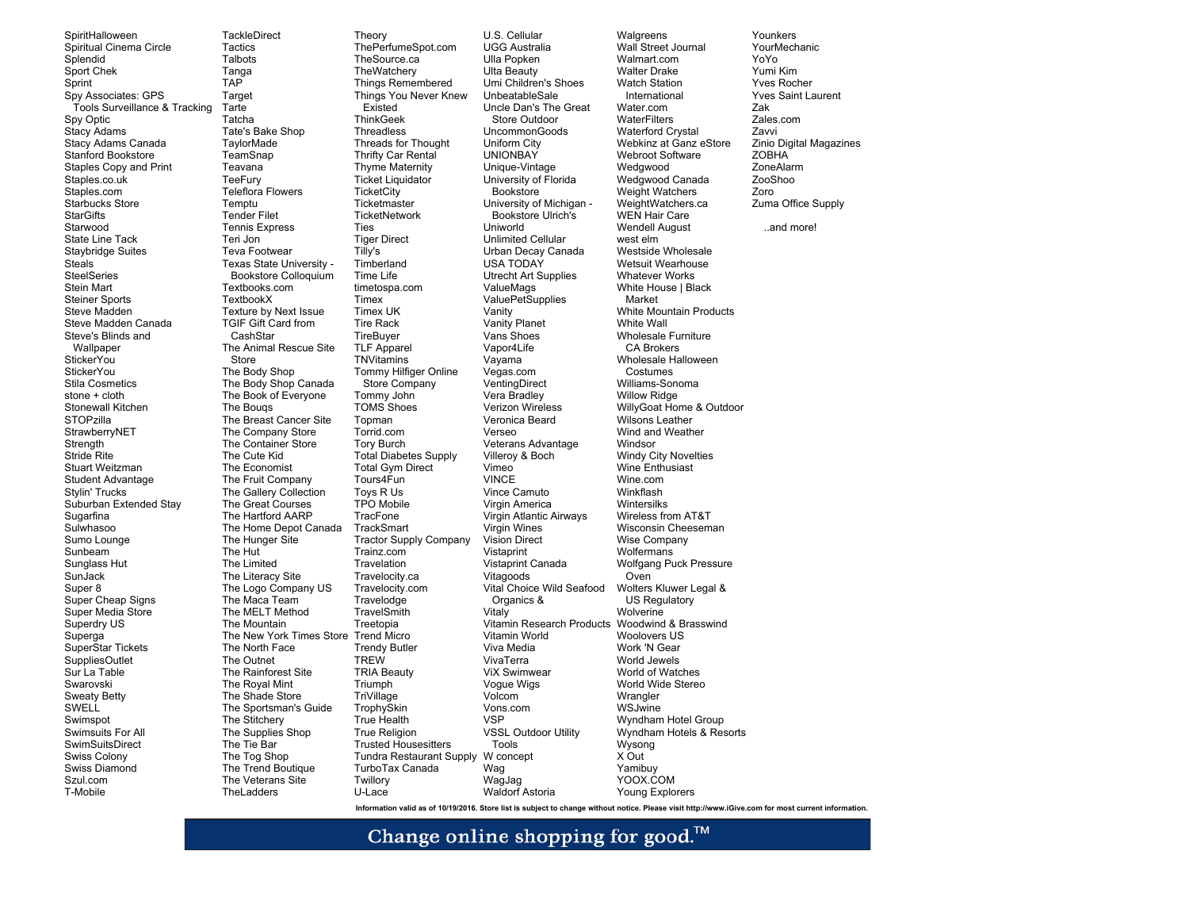SpiritHalloween
Spiritual Cinema Circle
Splendid
Sport Chek
Sprint
Spy Associates: GPS Tools Surveillance & Tracking
Spy Optic
Stacy Adams
Stacy Adams Canada
Stanford Bookstore
Staples Copy and Print
Staples.co.uk
Staples.com
Starbucks Store
StarGifts
Starwood
State Line Tack
Staybridge Suites
Steals
SteelSeries
Stein Mart
Steiner Sports
Steve Madden
Steve Madden Canada
Steve's Blinds and Wallpaper
StickerYou
StickerYou
Stila Cosmetics
stone + cloth
Stonewall Kitchen
STOPzilla
StrawberryNET
Strength
Stride Rite
Stuart Weitzman
Student Advantage
Stylin' Trucks
Suburban Extended Stay
Sugarfina
Sulwhasoo
Sumo Lounge
Sunbeam
Sunglass Hut
SunJack
Super 8
Super Cheap Signs
Super Media Store
Superdry US
Superga
SuperStar Tickets
SuppliesOutlet
Sur La Table
Swarovski
Sweaty Betty
SWELL
Swimspot
Swimsuits For All
SwimSuitsDirect
Swiss Colony
Swiss Diamond
Szul.com
T-Mobile
TackleDirect
Tactics
Talbots
Tanga
TAP
Target
Tarte
Tatcha
Tate's Bake Shop
TaylorMade
TeamSnap
Teavana
TeeFury
Teleflora Flowers
Temptu
Tender Filet
Tennis Express
Teri Jon
Teva Footwear
Texas State University - Bookstore Colloquium
Textbooks.com
TextbookX
Texture by Next Issue
TGIF Gift Card from CashStar
The Animal Rescue Site Store
The Body Shop
The Body Shop Canada
The Book of Everyone
The Bouqs
The Breast Cancer Site
The Company Store
The Container Store
The Cute Kid
The Economist
The Fruit Company
The Gallery Collection
The Great Courses
The Hartford AARP
The Home Depot Canada
The Hunger Site
The Hut
The Limited
The Literacy Site
The Logo Company US
The Maca Team
The MELT Method
The Mountain
The New York Times Store
The North Face
The Outnet
The Rainforest Site
The Royal Mint
The Shade Store
The Sportsman's Guide
The Stitchery
The Supplies Shop
The Tie Bar
The Tog Shop
The Trend Boutique
The Veterans Site
TheLadders
Theory
ThePerfumeSpot.com
TheSource.ca
TheWatchery
Things Remembered
Things You Never Knew Existed
ThinkGeek
Threadless
Threads for Thought
Thrifty Car Rental
Thyme Maternity
Ticket Liquidator
TicketCity
Ticketmaster
TicketNetwork
Ties
Tiger Direct
Tilly's
Timberland
Time Life
timetospa.com
Timex
Timex UK
Tire Rack
TireBuyer
TLF Apparel
TNVitamins
Tommy Hilfiger Online Store Company
Tommy John
TOMS Shoes
Topman
Torrid.com
Tory Burch
Total Diabetes Supply
Total Gym Direct
Tours4Fun
Toys R Us
TPO Mobile
TracFone
TrackSmart
Tractor Supply Company
Trainz.com
Travelation
Travelocity.ca
Travelocity.com
Travelodge
TravelSmith
Treetopia
Trend Micro
Trendy Butler
TREW
TRIA Beauty
Triumph
TriVillage
TrophySkin
True Health
True Religion
Trusted Housesitters
Tundra Restaurant Supply
TurboTax Canada
Twillory
U-Lace
U.S. Cellular
UGG Australia
Ulla Popken
Ulta Beauty
Umi Children's Shoes
UnbeatableSale
Uncle Dan's The Great Store Outdoor
UncommonGoods
Uniform City
UNIONBAY
Unique-Vintage
University of Florida Bookstore
University of Michigan - Bookstore Ulrich's
Uniworld
Unlimited Cellular
Urban Decay Canada
USA TODAY
Utrecht Art Supplies
ValueMags
ValuePetSupplies
Vanity
Vanity Planet
Vans Shoes
Vapor4Life
Vayama
Vegas.com
VentingDirect
Vera Bradley
Verizon Wireless
Veronica Beard
Verseo
Veterans Advantage
Villeroy & Boch
Vimeo
VINCE
Vince Camuto
Virgin America
Virgin Atlantic Airways
Virgin Wines
Vision Direct
Vistaprint
Vistaprint Canada
Vitagoods
Vital Choice Wild Seafood Organics &
Vitaly
Vitamin Research Products
Vitamin World
Viva Media
VivaTerra
ViX Swimwear
Vogue Wigs
Volcom
Vons.com
VSP
VSSL Outdoor Utility Tools
W concept
Wag
WagJag
Waldorf Astoria
Walgreens
Wall Street Journal
Walmart.com
Walter Drake
Watch Station International
Water.com
WaterFilters
Waterford Crystal
Webkinz at Ganz eStore
Webroot Software
Wedgwood
Wedgwood Canada
Weight Watchers
WeightWatchers.ca
WEN Hair Care
Wendell August
west elm
Westside Wholesale
Wetsuit Wearhouse
Whatever Works
White House | Black Market
White Mountain Products
White Wall
Wholesale Furniture CA Brokers
Wholesale Halloween Costumes
Williams-Sonoma
Willow Ridge
WillyGoat Home & Outdoor
Wilsons Leather
Wind and Weather
Windsor
Windy City Novelties
Wine Enthusiast
Wine.com
Winkflash
Wintersilks
Wireless from AT&T
Wisconsin Cheeseman
Wise Company
Wolfermans
Wolfgang Puck Pressure Oven
Wolters Kluwer Legal & US Regulatory
Wolverine
Woodwind & Brasswind
Woolovers US
Work 'N Gear
World Jewels
World of Watches
World Wide Stereo
Wrangler
WSJwine
Wyndham Hotel Group
Wyndham Hotels & Resorts
Wysong
X Out
Yamibuy
YOOX.COM
Young Explorers
Younkers
YourMechanic
YoYo
Yumi Kim
Yves Rocher
Yves Saint Laurent
Zak
Zales.com
Zavvi
Zinio Digital Magazines
ZOBHA
ZoneAlarm
ZooShoo
Zoro
Zuma Office Supply

..and more!

**Information valid as of 10/19/2016. Store list is subject to change without notice. Please visit http://www.iGive.com for most current information.**

Change online shopping for good.™